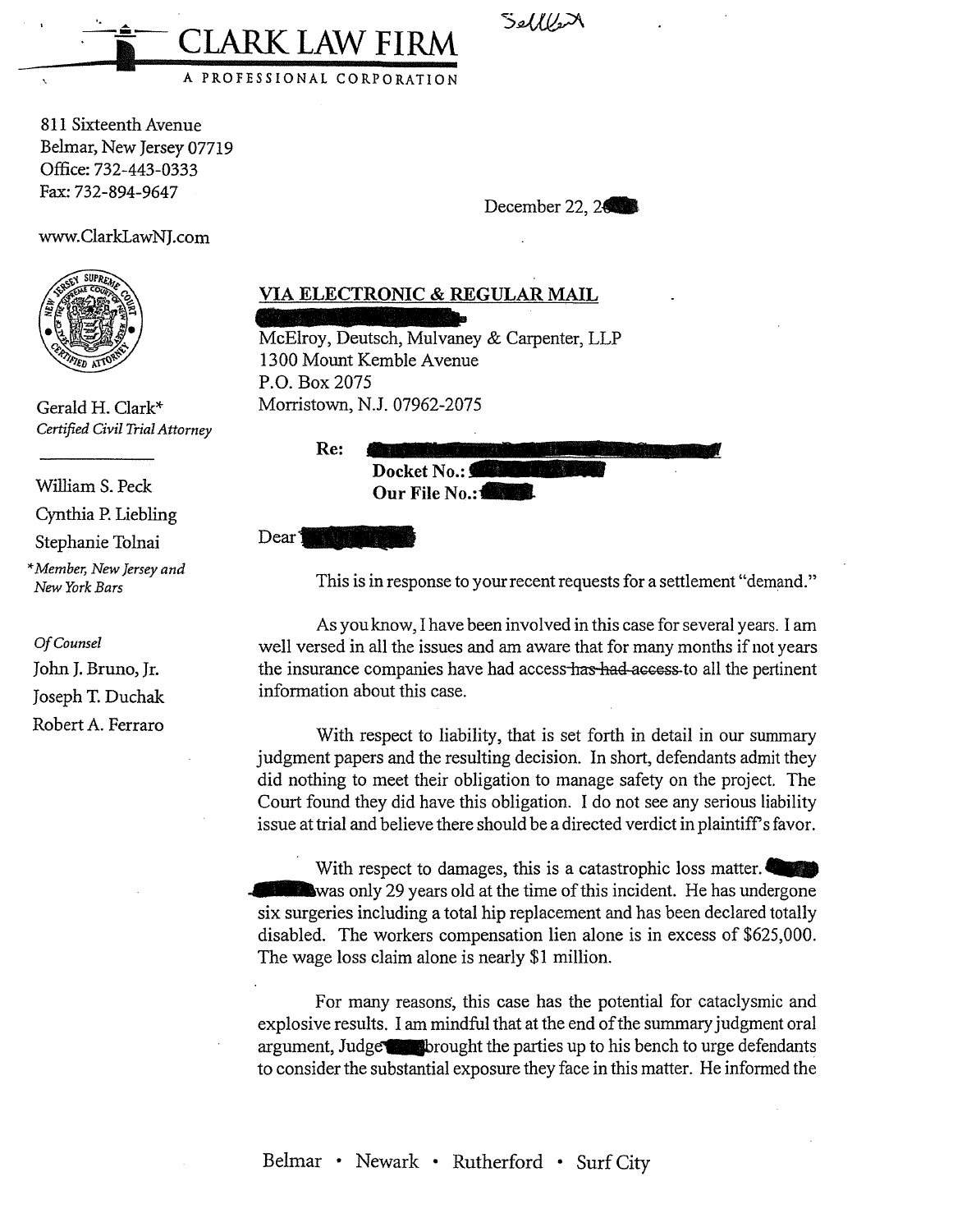# CLARK LAW FIRM

A PROFESSIONAL CORPORATION

811 Sixteenth Avenue
Belmar, New Jersey 07719
Office: 732-443-0333
Fax: 732-894-9647

www.ClarkLawNJ.com

Gerald H. Clark*
*Certified Civil Trial Attorney*

William S. Peck
Cynthia P. Liebling
Stephanie Tolnai

**Member, New Jersey and New York Bars*

*Of Counsel*
John J. Bruno, Jr.
Joseph T. Duchak
Robert A. Ferraro

December 22, 2

**VIA ELECTRONIC & REGULAR MAIL**

McElroy, Deutsch, Mulvaney & Carpenter, LLP
1300 Mount Kemble Avenue
P.O. Box 2075
Morristown, N.J. 07962-2075

**Re:**
**Docket No.:**
**Our File No.:**

Dear

This is in response to your recent requests for a settlement "demand."

As you know, I have been involved in this case for several years. I am well versed in all the issues and am aware that for many months if not years the insurance companies have had access ~~has had access~~ to all the pertinent information about this case.

With respect to liability, that is set forth in detail in our summary judgment papers and the resulting decision. In short, defendants admit they did nothing to meet their obligation to manage safety on the project. The Court found they did have this obligation. I do not see any serious liability issue at trial and believe there should be a directed verdict in plaintiff's favor.

With respect to damages, this is a catastrophic loss matter. was only 29 years old at the time of this incident. He has undergone six surgeries including a total hip replacement and has been declared totally disabled. The workers compensation lien alone is in excess of $625,000. The wage loss claim alone is nearly $1 million.

For many reasons, this case has the potential for cataclysmic and explosive results. I am mindful that at the end of the summary judgment oral argument, Judge brought the parties up to his bench to urge defendants to consider the substantial exposure they face in this matter. He informed the

Belmar • Newark • Rutherford • Surf City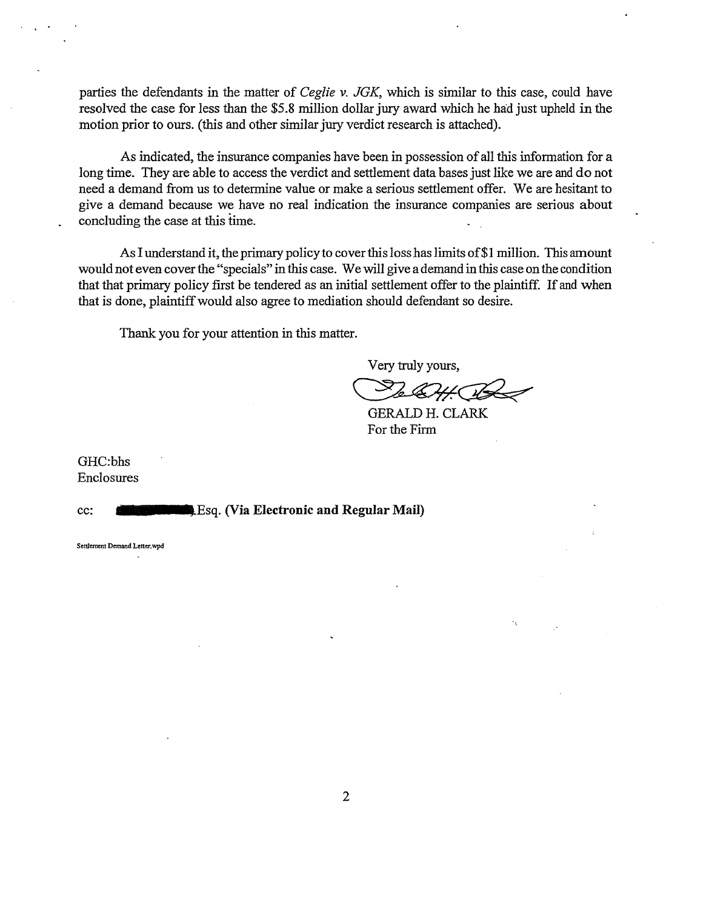parties the defendants in the matter of *Ceglie v. JGK*, which is similar to this case, could have resolved the case for less than the $5.8 million dollar jury award which he had just upheld in the motion prior to ours. (this and other similar jury verdict research is attached).

As indicated, the insurance companies have been in possession of all this information for a long time. They are able to access the verdict and settlement data bases just like we are and do not need a demand from us to determine value or make a serious settlement offer. We are hesitant to give a demand because we have no real indication the insurance companies are serious about concluding the case at this time.

As I understand it, the primary policy to cover this loss has limits of $1 million. This amount would not even cover the "specials" in this case. We will give a demand in this case on the condition that that primary policy first be tendered as an initial settlement offer to the plaintiff. If and when that is done, plaintiff would also agree to mediation should defendant so desire.

Thank you for your attention in this matter.

Very truly yours,

GERALD H. CLARK
For the Firm

GHC:bhs
Enclosures

cc: [redacted] Esq. **(Via Electronic and Regular Mail)**

Settlement Demand Letter.wpd